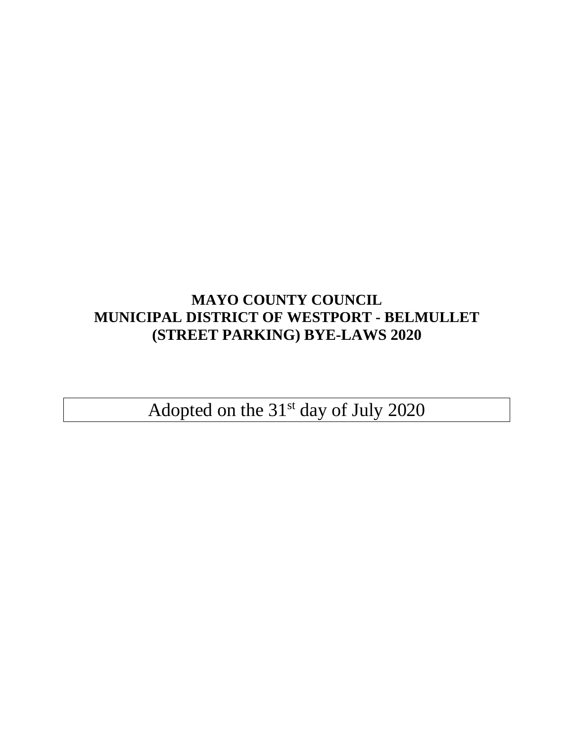# MAYO COUNTY COUNCIL
# MUNICIPAL DISTRICT OF WESTPORT - BELMULLET
# (STREET PARKING) BYE-LAWS 2020

Adopted on the 31st day of July 2020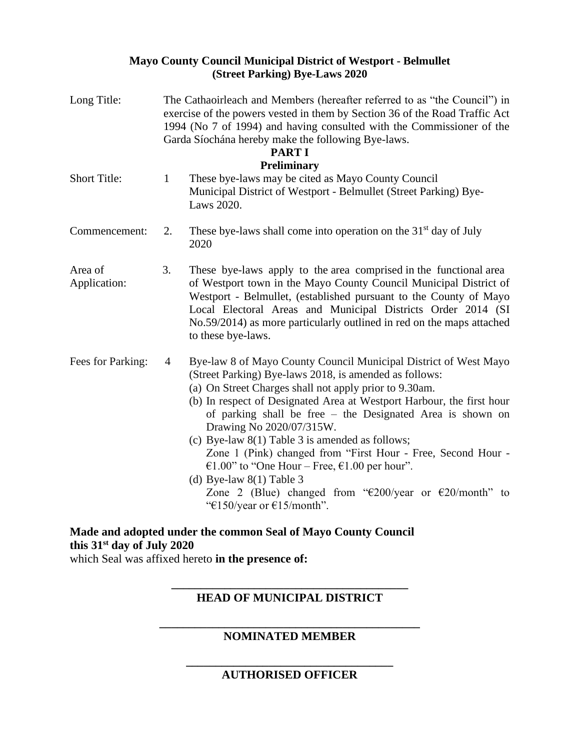**Mayo County Council Municipal District of Westport - Belmullet (Street Parking) Bye-Laws 2020**

Long Title: The Cathaoirleach and Members (hereafter referred to as "the Council") in exercise of the powers vested in them by Section 36 of the Road Traffic Act 1994 (No 7 of 1994) and having consulted with the Commissioner of the Garda Síochána hereby make the following Bye-laws.

**PART I**

**Preliminary**

Short Title: 1 These bye-laws may be cited as Mayo County Council Municipal District of Westport - Belmullet (Street Parking) Bye-Laws 2020.

Commencement: 2. These bye-laws shall come into operation on the 31st day of July 2020

Area of Application: 3. These bye-laws apply to the area comprised in the functional area of Westport town in the Mayo County Council Municipal District of Westport - Belmullet, (established pursuant to the County of Mayo Local Electoral Areas and Municipal Districts Order 2014 (SI No.59/2014) as more particularly outlined in red on the maps attached to these bye-laws.

Fees for Parking: 4 Bye-law 8 of Mayo County Council Municipal District of West Mayo (Street Parking) Bye-laws 2018, is amended as follows:

(a) On Street Charges shall not apply prior to 9.30am.

(b) In respect of Designated Area at Westport Harbour, the first hour of parking shall be free – the Designated Area is shown on Drawing No 2020/07/315W.

(c) Bye-law 8(1) Table 3 is amended as follows;
Zone 1 (Pink) changed from "First Hour - Free, Second Hour - €1.00" to "One Hour – Free, €1.00 per hour".

(d) Bye-law 8(1) Table 3
Zone 2 (Blue) changed from "€200/year or €20/month" to "€150/year or €15/month".

**Made and adopted under the common Seal of Mayo County Council this 31st day of July 2020**
which Seal was affixed hereto **in the presence of:**

______________________________________
**HEAD OF MUNICIPAL DISTRICT**

______________________________________
**NOMINATED MEMBER**

______________________________________
**AUTHORISED OFFICER**